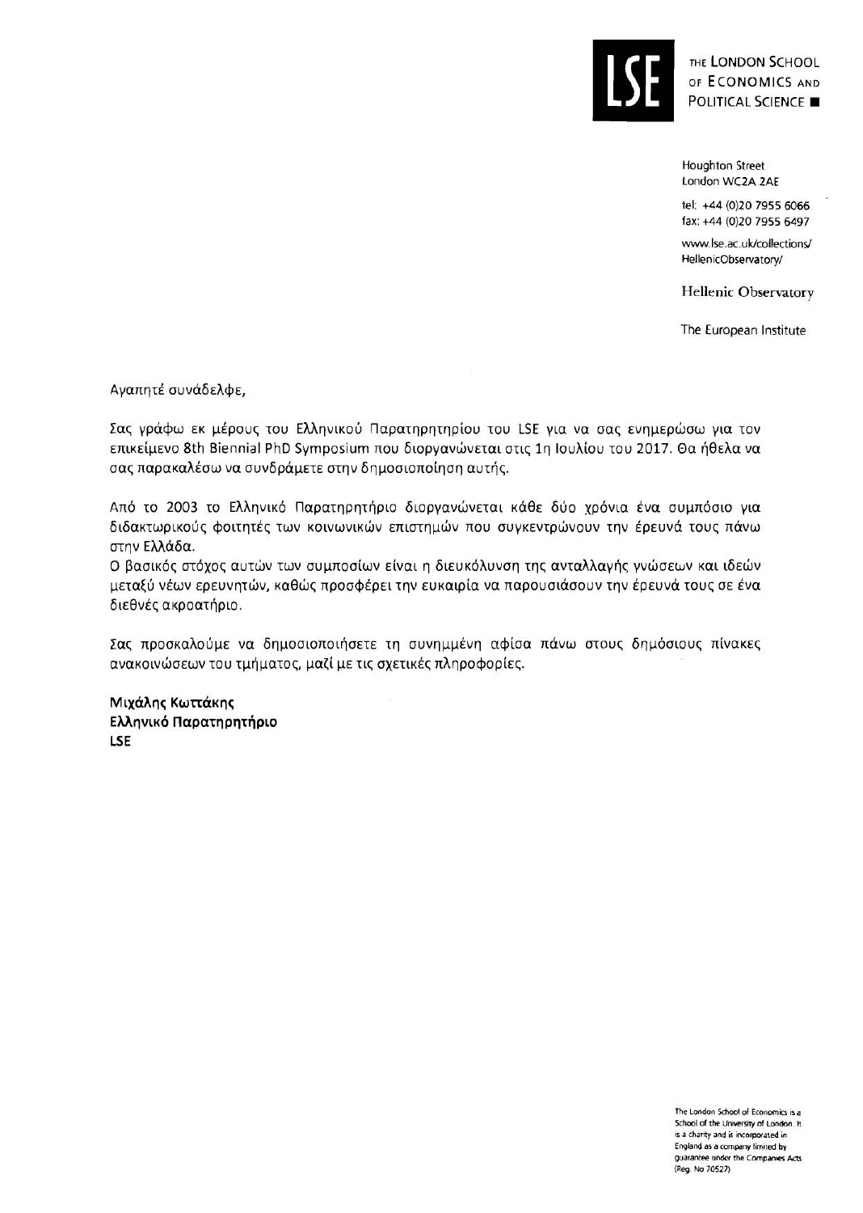THE LONDON SCHOOL OF ECONOMICS AND POLITICAL SCIENCE

Houghton Street
London WC2A 2AE

tel: +44 (0)20 7955 6066
fax: +44 (0)20 7955 6497

www.lse.ac.uk/collections/HellenicObservatory/

Hellenic Observatory

The European Institute

Αγαπητέ συνάδελφε,

Σας γράφω εκ μέρους του Ελληνικού Παρατηρητηρίου του LSE για να σας ενημερώσω για τον επικείμενο 8th Biennial PhD Symposium που διοργανώνεται στις 1η Ιουλίου του 2017. Θα ήθελα να σας παρακαλέσω να συνδράμετε στην δημοσιοποίηση αυτής.

Από το 2003 το Ελληνικό Παρατηρητήριο διοργανώνεται κάθε δύο χρόνια ένα συμπόσιο για διδακτωρικούς φοιτητές των κοινωνικών επιστημών που συγκεντρώνουν την έρευνά τους πάνω στην Ελλάδα.

Ο βασικός στόχος αυτών των συμποσίων είναι η διευκόλυνση της ανταλλαγής γνώσεων και ιδεών μεταξύ νέων ερευνητών, καθώς προσφέρει την ευκαιρία να παρουσιάσουν την έρευνά τους σε ένα διεθνές ακροατήριο.

Σας προσκαλούμε να δημοσιοποιήσετε τη συνημμένη αφίσα πάνω στους δημόσιους πίνακες ανακοινώσεων του τμήματος, μαζί με τις σχετικές πληροφορίες.

**Μιχάλης Κωττάκης**
**Ελληνικό Παρατηρητήριο**
**LSE**

The London School of Economics is a School of the University of London. It is a charity and is incorporated in England as a company limited by guarantee under the Companies Acts (Reg. No 70527)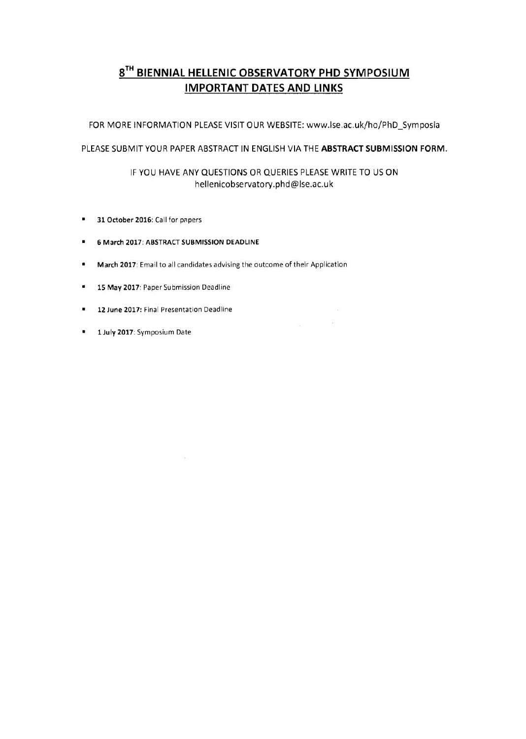# 8TH BIENNIAL HELLENIC OBSERVATORY PHD SYMPOSIUM
# IMPORTANT DATES AND LINKS

FOR MORE INFORMATION PLEASE VISIT OUR WEBSITE: www.lse.ac.uk/ho/PhD_Symposia

PLEASE SUBMIT YOUR PAPER ABSTRACT IN ENGLISH VIA THE **ABSTRACT SUBMISSION FORM**.

IF YOU HAVE ANY QUESTIONS OR QUERIES PLEASE WRITE TO US ON hellenicobservatory.phd@lse.ac.uk

- **31 October 2016**: Call for papers
- **6 March 2017**: **ABSTRACT SUBMISSION DEADLINE**
- **March 2017**: Email to all candidates advising the outcome of their Application
- **15 May 2017**: Paper Submission Deadline
- **12 June 2017**: Final Presentation Deadline
- **1 July 2017**: Symposium Date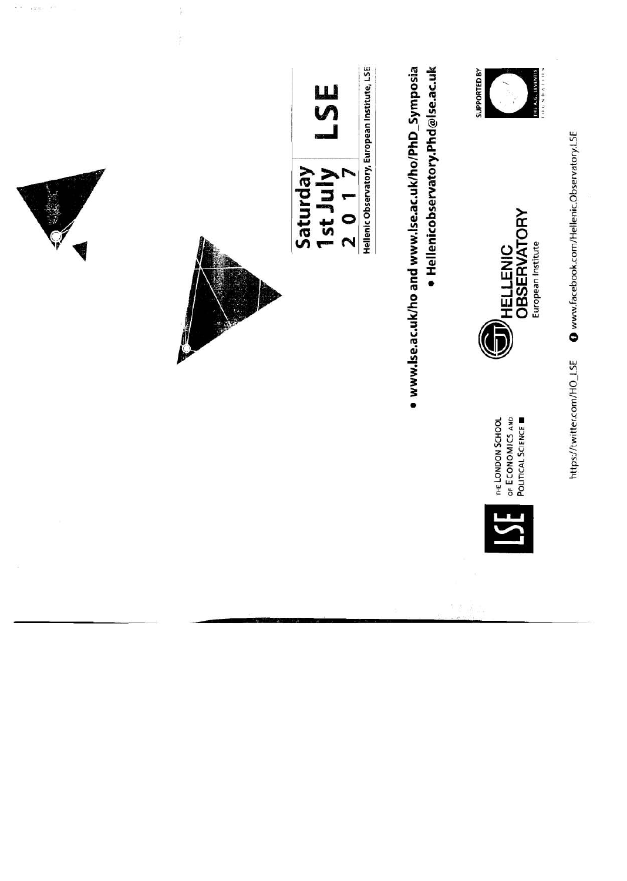**Saturday 1st July 2017**

# LSE

Hellenic Observatory, European Institute, LSE

- www.lse.ac.uk/ho and www.lse.ac.uk/ho/PhD_Symposia
- Hellenicobservatory.Phd@lse.ac.uk

SUPPORTED BY

THE A.G. LEVENTIS FOUNDATION

LSE THE LONDON SCHOOL OF ECONOMICS AND POLITICAL SCIENCE

HELLENIC OBSERVATORY
European Institute

https://twitter.com/HO_LSE www.facebook.com/Hellenic.Observatory.LSE